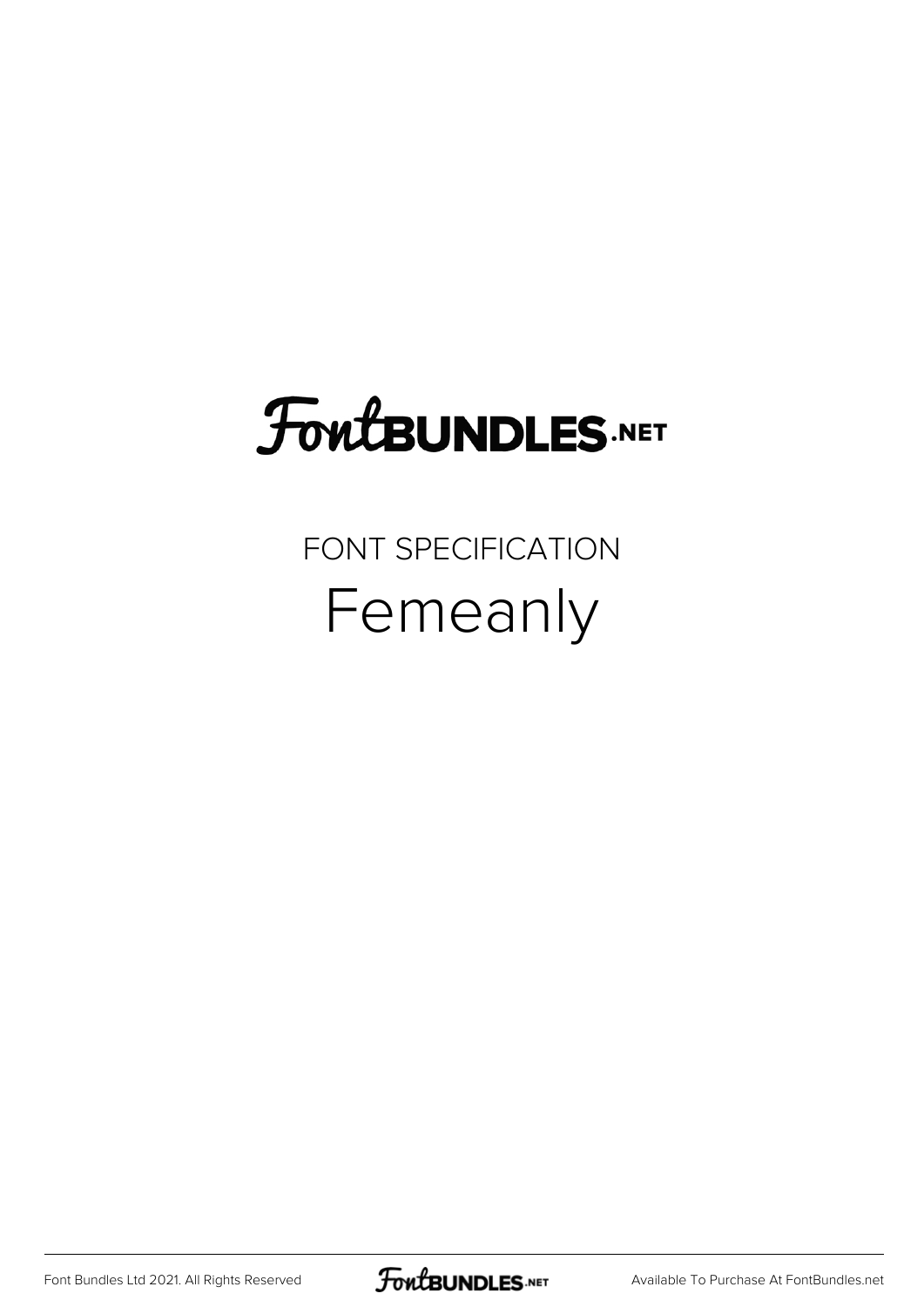FontBUNDLES.NET

FONT SPECIFICATION

# Femeanly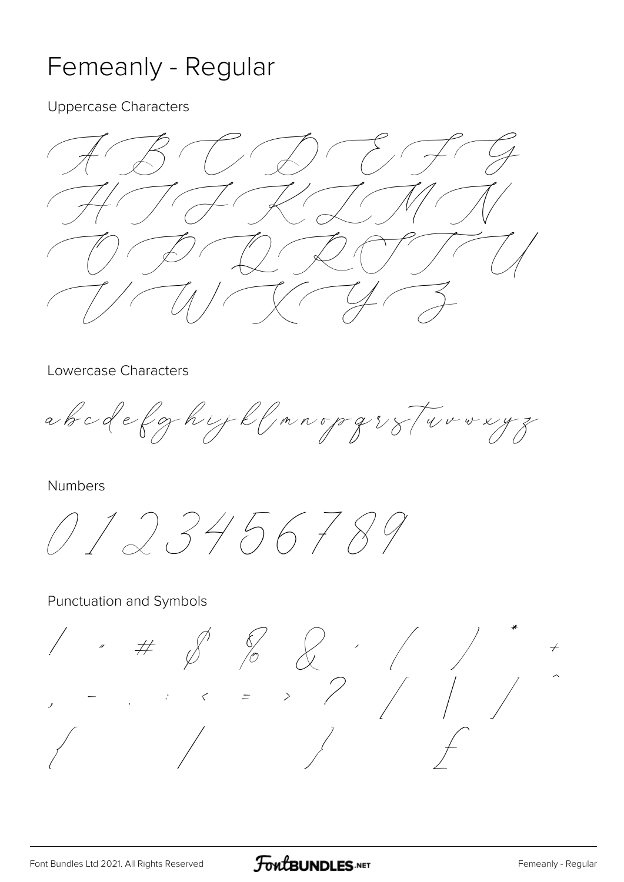# Femeanly - Regular

Uppercase Characters

A B C D E F G
H I J K L M N
O P Q R S T U
V W X Y Z

Lowercase Characters

a b c d e f g h i j k l m n o p q r s t u v w x y z

Numbers

0 1 2 3 4 5 6 7 8 9

Punctuation and Symbols

! " # $ % & ' ( ) * +
, - . : < = > ? [ \ ] ^
{ | } £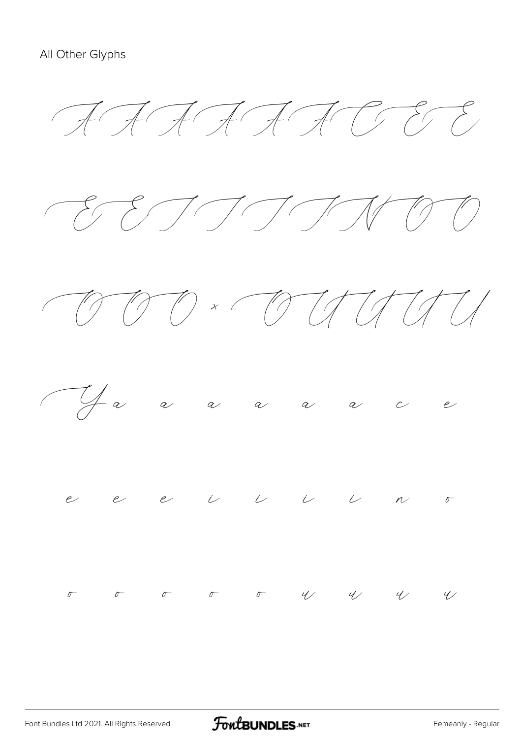All Other Glyphs

À Á Â Ã Ä Å Ç È É

Ê Ë Ì Í Î Ï Ñ Ò Ó

Ô Õ Ö × Ø Ù Ú Û Ü

Ý à á â ã ä å ç è

é ê ë ì í î ï ñ ò

ó ô õ ö ø ù ú û ü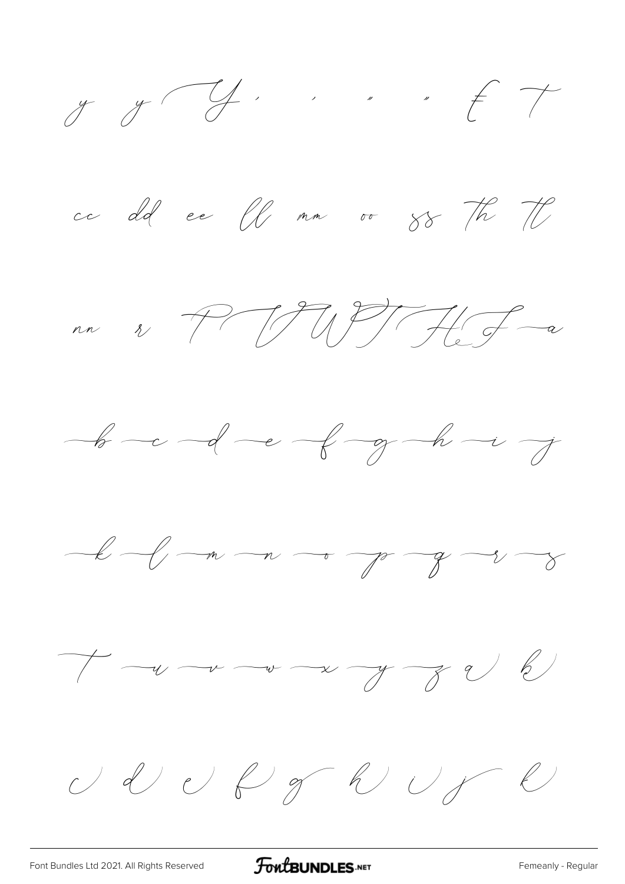y y Y ' ' " " E T

cc dd ee ll mm oo ss Th Tl

nn r P V W T H J a

b c d e f g h i j

k l m n o p q r s

t u v w x y z a b

c d e f g h i j k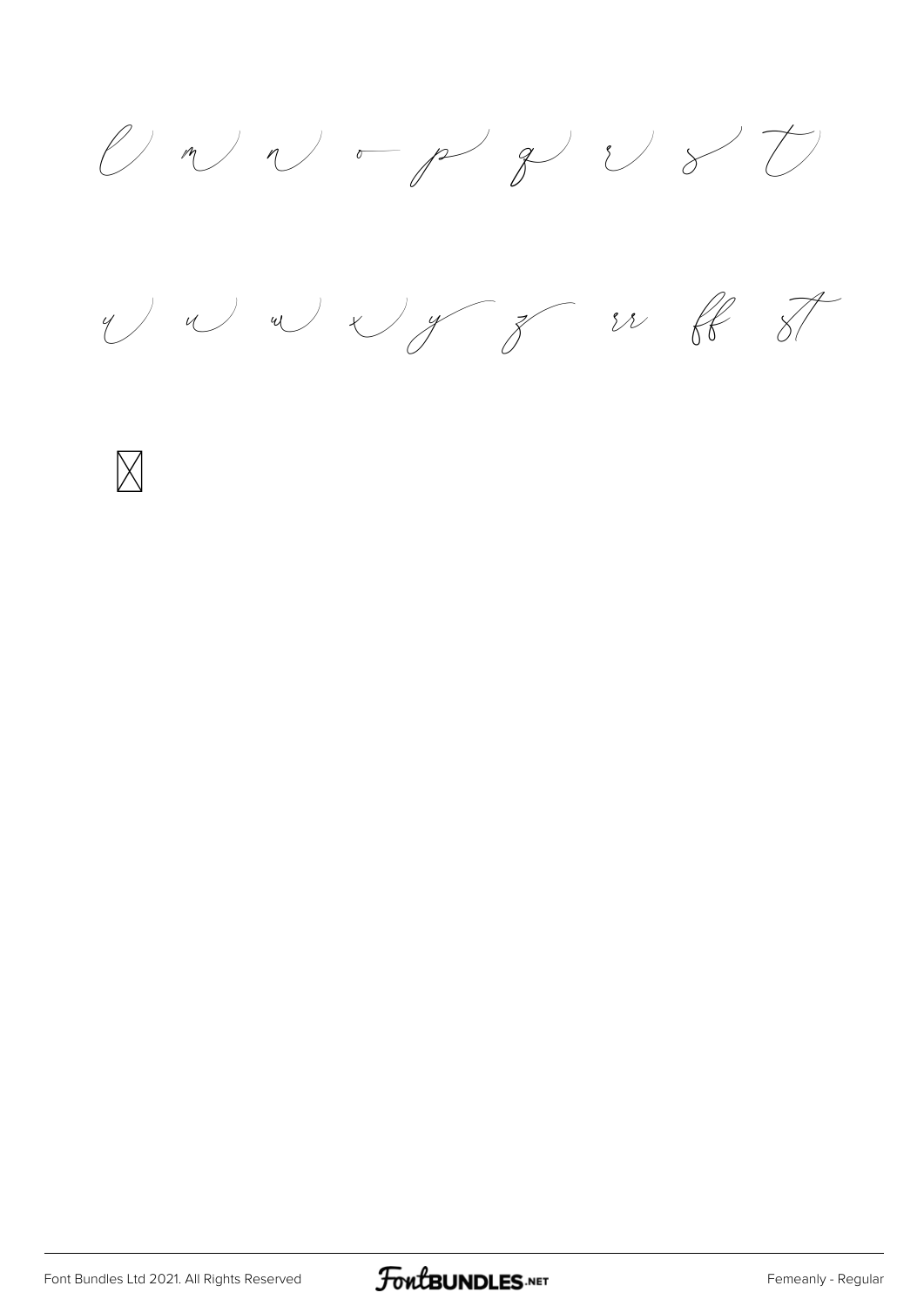l m n o p q r s t

u v w x y z rr ff st

☒